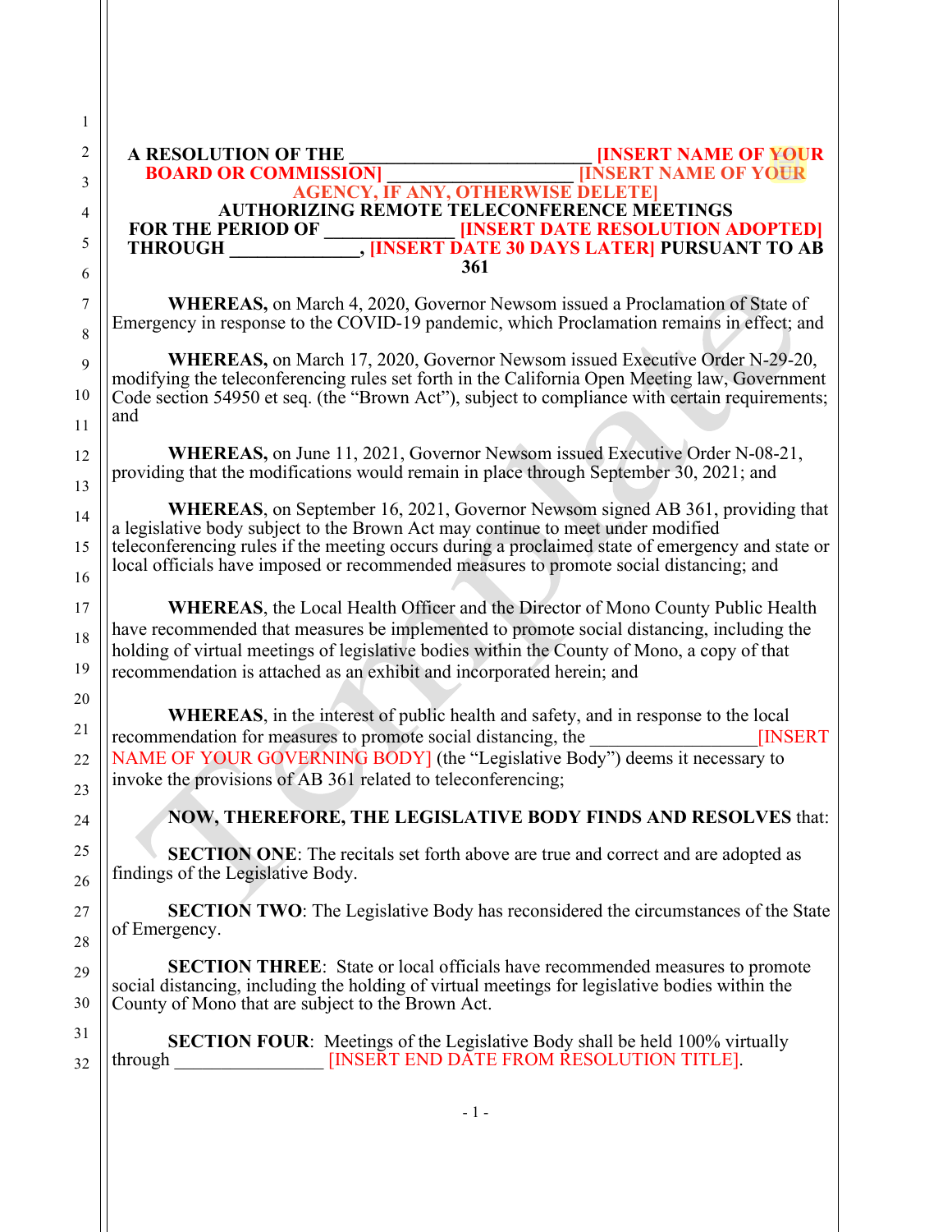**A RESOLUTION OF THE \_\_\_\_\_\_\_\_\_\_\_\_\_\_\_\_\_\_\_\_\_\_\_\_\_ [INSERT NAME OF YOUR BOARD OR COMMISSION] \_\_\_\_\_\_\_\_\_\_\_\_\_\_\_\_\_\_\_ [INSERT NAME OF YOUR AGENCY, IF ANY, OTHERWISE DELETE] AUTHORIZING REMOTE TELECONFERENCE MEETINGS FOR THE PERIOD OF \_\_\_\_\_\_\_\_\_\_\_\_\_ [INSERT DATE RESOLUTION ADOPTED] THROUGH \_\_\_\_\_\_\_\_\_\_\_\_\_, [INSERT DATE 30 DAYS LATER] PURSUANT TO AB 361**

**WHEREAS,** on March 4, 2020, Governor Newsom issued a Proclamation of State of Emergency in response to the COVID-19 pandemic, which Proclamation remains in effect; and

**WHEREAS,** on March 17, 2020, Governor Newsom issued Executive Order N-29-20, modifying the teleconferencing rules set forth in the California Open Meeting law, Government Code section 54950 et seq. (the "Brown Act"), subject to compliance with certain requirements; and

**WHEREAS,** on June 11, 2021, Governor Newsom issued Executive Order N-08-21, providing that the modifications would remain in place through September 30, 2021; and

**WHEREAS**, on September 16, 2021, Governor Newsom signed AB 361, providing that a legislative body subject to the Brown Act may continue to meet under modified teleconferencing rules if the meeting occurs during a proclaimed state of emergency and state or local officials have imposed or recommended measures to promote social distancing; and

**WHEREAS**, the Local Health Officer and the Director of Mono County Public Health have recommended that measures be implemented to promote social distancing, including the holding of virtual meetings of legislative bodies within the County of Mono, a copy of that recommendation is attached as an exhibit and incorporated herein; and

**WHEREAS**, in the interest of public health and safety, and in response to the local recommendation for measures to promote social distancing, the \_\_\_\_\_\_\_\_\_\_\_\_\_\_\_\_\_\_[INSERT NAME OF YOUR GOVERNING BODY] (the "Legislative Body") deems it necessary to invoke the provisions of AB 361 related to teleconferencing;

**NOW, THEREFORE, THE LEGISLATIVE BODY FINDS AND RESOLVES** that:

**SECTION ONE**: The recitals set forth above are true and correct and are adopted as findings of the Legislative Body.

**SECTION TWO**: The Legislative Body has reconsidered the circumstances of the State of Emergency.

**SECTION THREE**: State or local officials have recommended measures to promote social distancing, including the holding of virtual meetings for legislative bodies within the County of Mono that are subject to the Brown Act.

**SECTION FOUR**: Meetings of the Legislative Body shall be held 100% virtually through \_\_\_\_\_\_\_\_\_\_\_\_\_\_\_\_ [INSERT END DATE FROM RESOLUTION TITLE].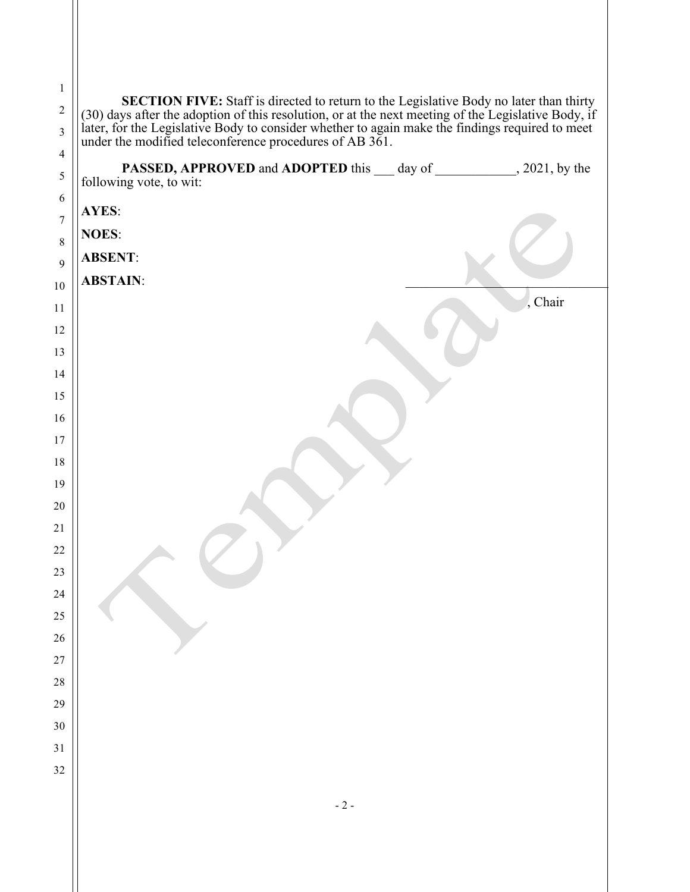**SECTION FIVE:** Staff is directed to return to the Legislative Body no later than thirty (30) days after the adoption of this resolution, or at the next meeting of the Legislative Body, if later, for the Legislative Body to consider whether to again make the findings required to meet under the modified teleconference procedures of AB 361.

**PASSED, APPROVED** and **ADOPTED** this ___ day of ____________, 2021, by the following vote, to wit:

**AYES**:

**NOES**:

**ABSENT**:

**ABSTAIN**:

\_\_\_\_\_\_\_\_\_\_\_\_\_\_\_\_\_\_\_\_\_\_\_\_\_\_\_\_\_\_

, Chair